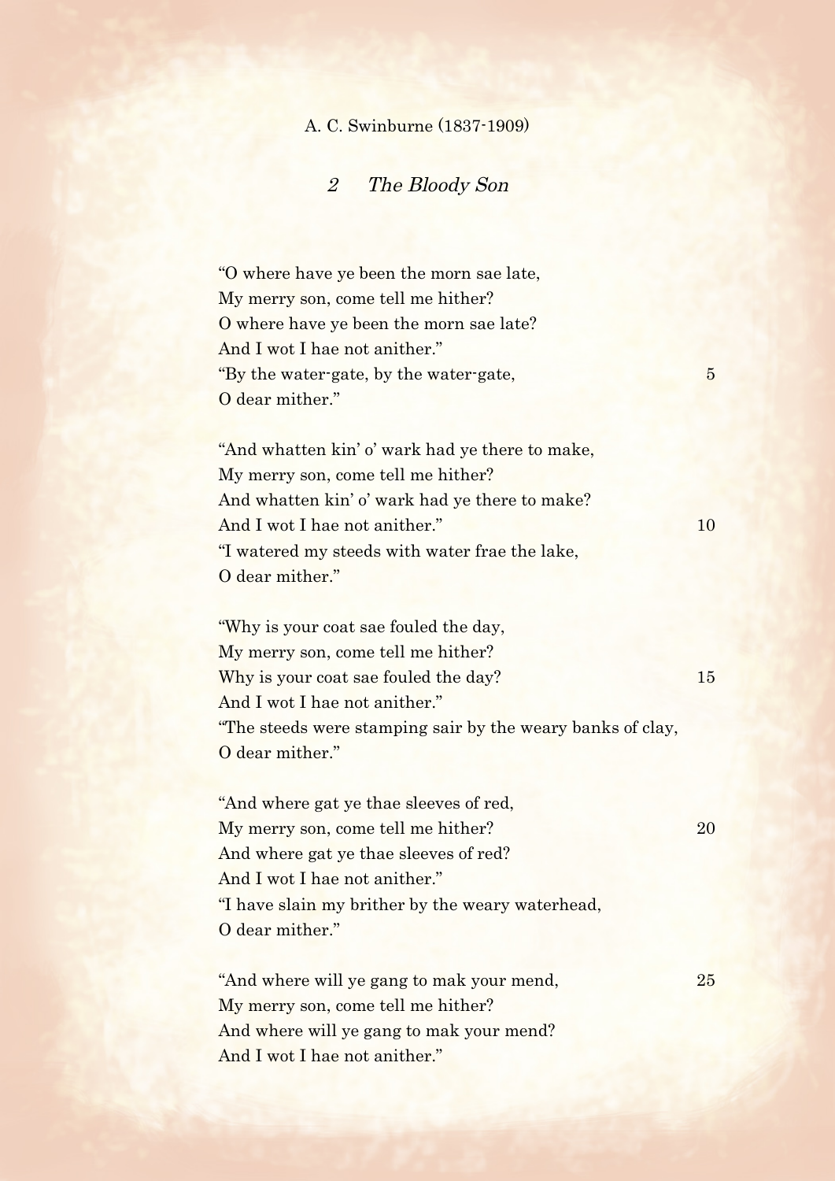A. C. Swinburne (1837-1909)

## 2 *The Bloody Son*

"O where have ye been the morn sae late,  
My merry son, come tell me hither?  
O where have ye been the morn sae late?  
And I wot I hae not anither."  
"By the water-gate, by the water-gate,  
O dear mither."

"And whatten kin' o' wark had ye there to make,  
My merry son, come tell me hither?  
And whatten kin' o' wark had ye there to make?  
And I wot I hae not anither."  
"I watered my steeds with water frae the lake,  
O dear mither."

"Why is your coat sae fouled the day,  
My merry son, come tell me hither?  
Why is your coat sae fouled the day?  
And I wot I hae not anither."  
"The steeds were stamping sair by the weary banks of clay,  
O dear mither."

"And where gat ye thae sleeves of red,  
My merry son, come tell me hither?  
And where gat ye thae sleeves of red?  
And I wot I hae not anither."  
"I have slain my brither by the weary waterhead,  
O dear mither."

"And where will ye gang to mak your mend,  
My merry son, come tell me hither?  
And where will ye gang to mak your mend?  
And I wot I hae not anither."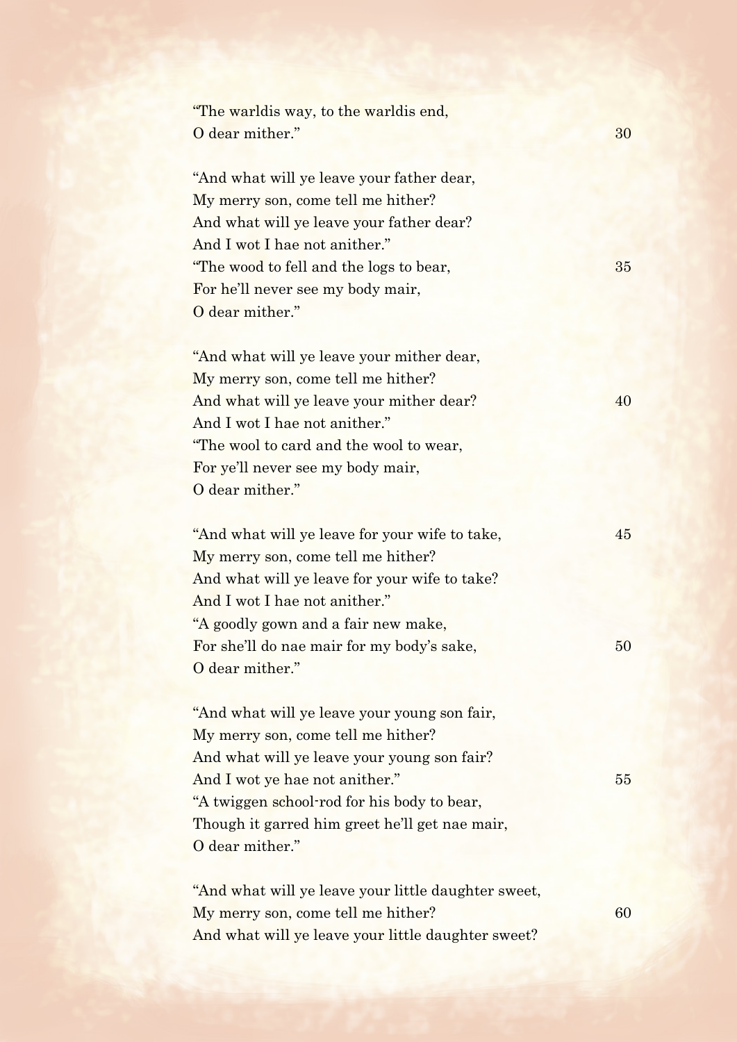"The warldis way, to the warldis end,  
O dear mither."

"And what will ye leave your father dear,  
My merry son, come tell me hither?  
And what will ye leave your father dear?  
And I wot I hae not anither."  
"The wood to fell and the logs to bear,  
For he'll never see my body mair,  
O dear mither."

"And what will ye leave your mither dear,  
My merry son, come tell me hither?  
And what will ye leave your mither dear?  
And I wot I hae not anither."  
"The wool to card and the wool to wear,  
For ye'll never see my body mair,  
O dear mither."

"And what will ye leave for your wife to take,  
My merry son, come tell me hither?  
And what will ye leave for your wife to take?  
And I wot I hae not anither."  
"A goodly gown and a fair new make,  
For she'll do nae mair for my body's sake,  
O dear mither."

"And what will ye leave your young son fair,  
My merry son, come tell me hither?  
And what will ye leave your young son fair?  
And I wot ye hae not anither."  
"A twiggen school-rod for his body to bear,  
Though it garred him greet he'll get nae mair,  
O dear mither."

"And what will ye leave your little daughter sweet,  
My merry son, come tell me hither?  
And what will ye leave your little daughter sweet?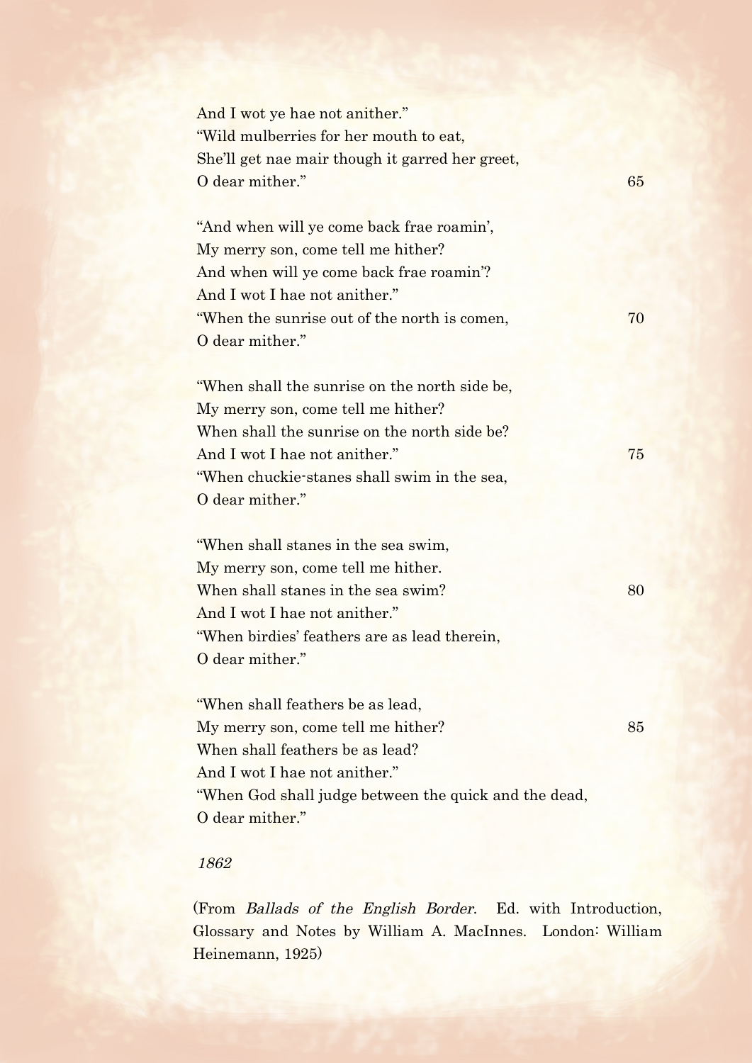And I wot ye hae not anither."
"Wild mulberries for her mouth to eat,
She'll get nae mair though it garred her greet,
O dear mither."

"And when will ye come back frae roamin',
My merry son, come tell me hither?
And when will ye come back frae roamin'?
And I wot I hae not anither."
"When the sunrise out of the north is comen,
O dear mither."

"When shall the sunrise on the north side be,
My merry son, come tell me hither?
When shall the sunrise on the north side be?
And I wot I hae not anither."
"When chuckie-stanes shall swim in the sea,
O dear mither."

"When shall stanes in the sea swim,
My merry son, come tell me hither.
When shall stanes in the sea swim?
And I wot I hae not anither."
"When birdies' feathers are as lead therein,
O dear mither."

"When shall feathers be as lead,
My merry son, come tell me hither?
When shall feathers be as lead?
And I wot I hae not anither."
"When God shall judge between the quick and the dead,
O dear mither."

*1862*

(From *Ballads of the English Border*. Ed. with Introduction, Glossary and Notes by William A. MacInnes. London: William Heinemann, 1925)